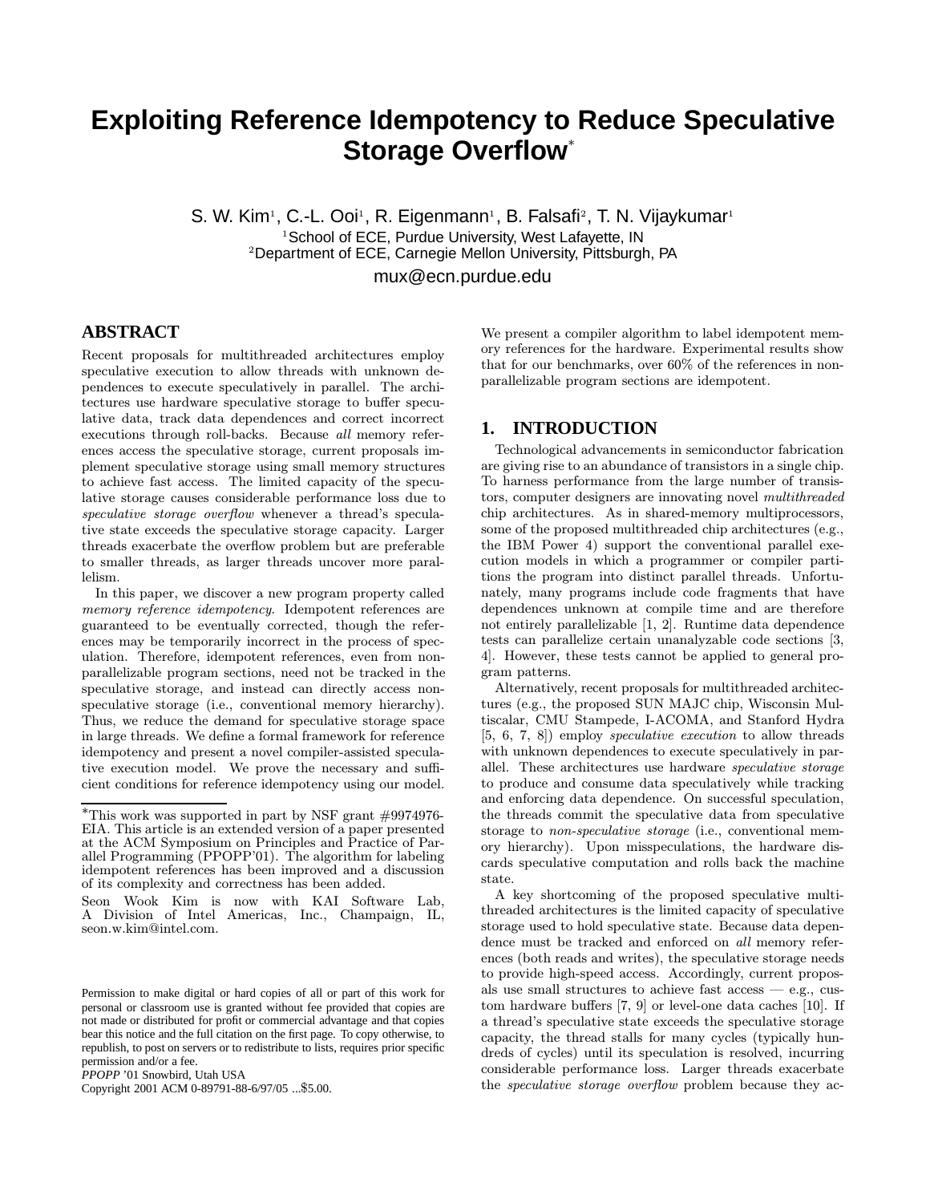# Exploiting Reference Idempotency to Reduce Speculative Storage Overflow*

S. W. Kim[1], C.-L. Ooi[1], R. Eigenmann[1], B. Falsafi[2], T. N. Vijaykumar[1]

[1]School of ECE, Purdue University, West Lafayette, IN
[2]Department of ECE, Carnegie Mellon University, Pittsburgh, PA

mux@ecn.purdue.edu

## ABSTRACT

Recent proposals for multithreaded architectures employ speculative execution to allow threads with unknown dependences to execute speculatively in parallel. The architectures use hardware speculative storage to buffer speculative data, track data dependences and correct incorrect executions through roll-backs. Because *all* memory references access the speculative storage, current proposals implement speculative storage using small memory structures to achieve fast access. The limited capacity of the speculative storage causes considerable performance loss due to *speculative storage overflow* whenever a thread's speculative state exceeds the speculative storage capacity. Larger threads exacerbate the overflow problem but are preferable to smaller threads, as larger threads uncover more parallelism.

In this paper, we discover a new program property called *memory reference idempotency*. Idempotent references are guaranteed to be eventually corrected, though the references may be temporarily incorrect in the process of speculation. Therefore, idempotent references, even from non-parallelizable program sections, need not be tracked in the speculative storage, and instead can directly access non-speculative storage (i.e., conventional memory hierarchy). Thus, we reduce the demand for speculative storage space in large threads. We define a formal framework for reference idempotency and present a novel compiler-assisted speculative execution model. We prove the necessary and sufficient conditions for reference idempotency using our model. We present a compiler algorithm to label idempotent memory references for the hardware. Experimental results show that for our benchmarks, over 60% of the references in non-parallelizable program sections are idempotent.

*This work was supported in part by NSF grant #9974976-EIA. This article is an extended version of a paper presented at the ACM Symposium on Principles and Practice of Parallel Programming (PPOPP'01). The algorithm for labeling idempotent references has been improved and a discussion of its complexity and correctness has been added.

Seon Wook Kim is now with KAI Software Lab, A Division of Intel Americas, Inc., Champaign, IL, seon.w.kim@intel.com.

Permission to make digital or hard copies of all or part of this work for personal or classroom use is granted without fee provided that copies are not made or distributed for profit or commercial advantage and that copies bear this notice and the full citation on the first page. To copy otherwise, to republish, to post on servers or to redistribute to lists, requires prior specific permission and/or a fee.
*PPOPP* '01 Snowbird, Utah USA
Copyright 2001 ACM 0-89791-88-6/97/05 ...$5.00.

## 1. INTRODUCTION

Technological advancements in semiconductor fabrication are giving rise to an abundance of transistors in a single chip. To harness performance from the large number of transistors, computer designers are innovating novel *multithreaded* chip architectures. As in shared-memory multiprocessors, some of the proposed multithreaded chip architectures (e.g., the IBM Power 4) support the conventional parallel execution models in which a programmer or compiler partitions the program into distinct parallel threads. Unfortunately, many programs include code fragments that have dependences unknown at compile time and are therefore not entirely parallelizable [1, 2]. Runtime data dependence tests can parallelize certain unanalyzable code sections [3, 4]. However, these tests cannot be applied to general program patterns.

Alternatively, recent proposals for multithreaded architectures (e.g., the proposed SUN MAJC chip, Wisconsin Multiscalar, CMU Stampede, I-ACOMA, and Stanford Hydra [5, 6, 7, 8]) employ *speculative execution* to allow threads with unknown dependences to execute speculatively in parallel. These architectures use hardware *speculative storage* to produce and consume data speculatively while tracking and enforcing data dependence. On successful speculation, the threads commit the speculative data from speculative storage to *non-speculative storage* (i.e., conventional memory hierarchy). Upon misspeculations, the hardware discards speculative computation and rolls back the machine state.

A key shortcoming of the proposed speculative multithreaded architectures is the limited capacity of speculative storage used to hold speculative state. Because data dependence must be tracked and enforced on *all* memory references (both reads and writes), the speculative storage needs to provide high-speed access. Accordingly, current proposals use small structures to achieve fast access — e.g., custom hardware buffers [7, 9] or level-one data caches [10]. If a thread's speculative state exceeds the speculative storage capacity, the thread stalls for many cycles (typically hundreds of cycles) until its speculation is resolved, incurring considerable performance loss. Larger threads exacerbate the *speculative storage overflow* problem because they ac-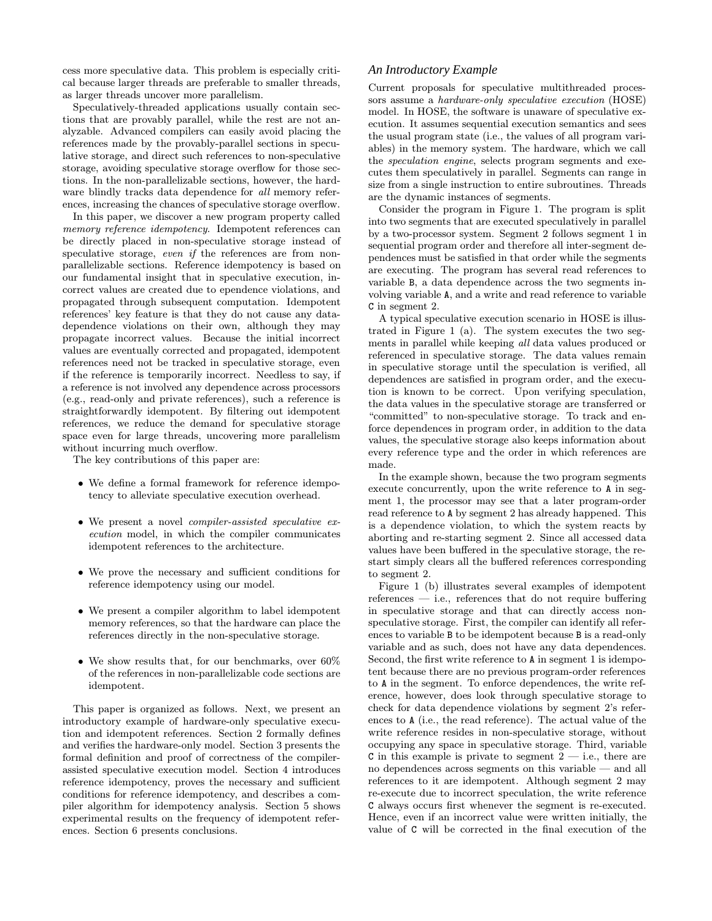cess more speculative data. This problem is especially critical because larger threads are preferable to smaller threads, as larger threads uncover more parallelism.

Speculatively-threaded applications usually contain sections that are provably parallel, while the rest are not analyzable. Advanced compilers can easily avoid placing the references made by the provably-parallel sections in speculative storage, and direct such references to non-speculative storage, avoiding speculative storage overflow for those sections. In the non-parallelizable sections, however, the hardware blindly tracks data dependence for *all* memory references, increasing the chances of speculative storage overflow.

In this paper, we discover a new program property called *memory reference idempotency*. Idempotent references can be directly placed in non-speculative storage instead of speculative storage, *even if* the references are from non-parallelizable sections. Reference idempotency is based on our fundamental insight that in speculative execution, incorrect values are created due to ependence violations, and propagated through subsequent computation. Idempotent references' key feature is that they do not cause any data-dependence violations on their own, although they may propagate incorrect values. Because the initial incorrect values are eventually corrected and propagated, idempotent references need not be tracked in speculative storage, even if the reference is temporarily incorrect. Needless to say, if a reference is not involved any dependence across processors (e.g., read-only and private references), such a reference is straightforwardly idempotent. By filtering out idempotent references, we reduce the demand for speculative storage space even for large threads, uncovering more parallelism without incurring much overflow.

The key contributions of this paper are:

- We define a formal framework for reference idempotency to alleviate speculative execution overhead.
- We present a novel *compiler-assisted speculative execution* model, in which the compiler communicates idempotent references to the architecture.
- We prove the necessary and sufficient conditions for reference idempotency using our model.
- We present a compiler algorithm to label idempotent memory references, so that the hardware can place the references directly in the non-speculative storage.
- We show results that, for our benchmarks, over 60% of the references in non-parallelizable code sections are idempotent.

This paper is organized as follows. Next, we present an introductory example of hardware-only speculative execution and idempotent references. Section 2 formally defines and verifies the hardware-only model. Section 3 presents the formal definition and proof of correctness of the compiler-assisted speculative execution model. Section 4 introduces reference idempotency, proves the necessary and sufficient conditions for reference idempotency, and describes a compiler algorithm for idempotency analysis. Section 5 shows experimental results on the frequency of idempotent references. Section 6 presents conclusions.

### An Introductory Example

Current proposals for speculative multithreaded processors assume a *hardware-only speculative execution* (HOSE) model. In HOSE, the software is unaware of speculative execution. It assumes sequential execution semantics and sees the usual program state (i.e., the values of all program variables) in the memory system. The hardware, which we call the *speculation engine*, selects program segments and executes them speculatively in parallel. Segments can range in size from a single instruction to entire subroutines. Threads are the dynamic instances of segments.

Consider the program in Figure 1. The program is split into two segments that are executed speculatively in parallel by a two-processor system. Segment 2 follows segment 1 in sequential program order and therefore all inter-segment dependences must be satisfied in that order while the segments are executing. The program has several read references to variable `B`, a data dependence across the two segments involving variable `A`, and a write and read reference to variable `C` in segment 2.

A typical speculative execution scenario in HOSE is illustrated in Figure 1 (a). The system executes the two segments in parallel while keeping *all* data values produced or referenced in speculative storage. The data values remain in speculative storage until the speculation is verified, all dependences are satisfied in program order, and the execution is known to be correct. Upon verifying speculation, the data values in the speculative storage are transferred or "committed" to non-speculative storage. To track and enforce dependences in program order, in addition to the data values, the speculative storage also keeps information about every reference type and the order in which references are made.

In the example shown, because the two program segments execute concurrently, upon the write reference to `A` in segment 1, the processor may see that a later program-order read reference to `A` by segment 2 has already happened. This is a dependence violation, to which the system reacts by aborting and re-starting segment 2. Since all accessed data values have been buffered in the speculative storage, the restart simply clears all the buffered references corresponding to segment 2.

Figure 1 (b) illustrates several examples of idempotent references — i.e., references that do not require buffering in speculative storage and that can directly access non-speculative storage. First, the compiler can identify all references to variable `B` to be idempotent because `B` is a read-only variable and as such, does not have any data dependences. Second, the first write reference to `A` in segment 1 is idempotent because there are no previous program-order references to `A` in the segment. To enforce dependences, the write reference, however, does look through speculative storage to check for data dependence violations by segment 2's references to `A` (i.e., the read reference). The actual value of the write reference resides in non-speculative storage, without occupying any space in speculative storage. Third, variable `C` in this example is private to segment 2 — i.e., there are no dependences across segments on this variable — and all references to it are idempotent. Although segment 2 may re-execute due to incorrect speculation, the write reference `C` always occurs first whenever the segment is re-executed. Hence, even if an incorrect value were written initially, the value of `C` will be corrected in the final execution of the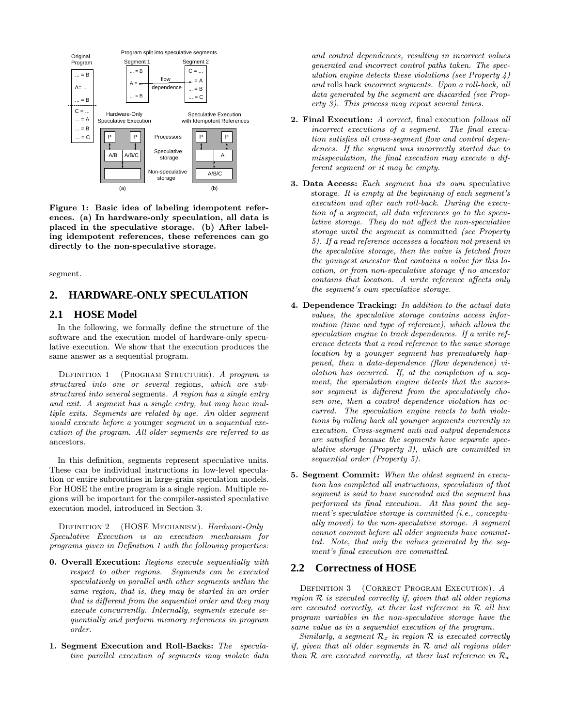Figure 1: Basic idea of labeling idempotent references. (a) In hardware-only speculation, all data is placed in the speculative storage. (b) After labeling idempotent references, these references can go directly to the non-speculative storage.

segment.

## 2. HARDWARE-ONLY SPECULATION

### 2.1 HOSE Model

In the following, we formally define the structure of the software and the execution model of hardware-only speculative execution. We show that the execution produces the same answer as a sequential program.

DEFINITION 1 (PROGRAM STRUCTURE). *A program is structured into one or several* regions*, which are substructured into several* segments*. A region has a single entry and exit. A segment has a single entry, but may have multiple exits. Segments are related by age. An* older *segment would execute before a* younger *segment in a sequential execution of the program. All older segments are referred to as* ancestors.

In this definition, segments represent speculative units. These can be individual instructions in low-level speculation or entire subroutines in large-grain speculation models. For HOSE the entire program is a single region. Multiple regions will be important for the compiler-assisted speculative execution model, introduced in Section 3.

DEFINITION 2 (HOSE MECHANISM). *Hardware-Only Speculative Execution is an execution mechanism for programs given in Definition 1 with the following properties:*

**0. Overall Execution:** *Regions execute sequentially with respect to other regions. Segments can be executed speculatively in parallel with other segments within the same region, that is, they may be started in an order that is different from the sequential order and they may execute concurrently. Internally, segments execute sequentially and perform memory references in program order.*

**1. Segment Execution and Roll-Backs:** *The speculative parallel execution of segments may violate data and control dependences, resulting in incorrect values generated and incorrect control paths taken. The speculation engine detects these violations (see Property 4) and* rolls back *incorrect segments. Upon a roll-back, all data generated by the segment are discarded (see Property 3). This process may repeat several times.*

**2. Final Execution:** *A correct,* final execution *follows all incorrect executions of a segment. The final execution satisfies all cross-segment flow and control dependences. If the segment was incorrectly started due to misspeculation, the final execution may execute a different segment or it may be empty.*

**3. Data Access:** *Each segment has its own* speculative storage*. It is empty at the beginning of each segment's execution and after each roll-back. During the execution of a segment, all data references go to the speculative storage. They do not affect the non-speculative storage until the segment is* committed *(see Property 5). If a read reference accesses a location not present in the speculative storage, then the value is fetched from the youngest ancestor that contains a value for this location, or from non-speculative storage if no ancestor contains that location. A write reference affects only the segment's own speculative storage.*

**4. Dependence Tracking:** *In addition to the actual data values, the speculative storage contains access information (time and type of reference), which allows the speculation engine to track dependences. If a write reference detects that a read reference to the same storage location by a younger segment has prematurely happened, then a data-dependence (flow dependence) violation has occurred. If, at the completion of a segment, the speculation engine detects that the successor segment is different from the speculatively chosen one, then a control dependence violation has occurred. The speculation engine reacts to both violations by rolling back all younger segments currently in execution. Cross-segment anti and output dependences are satisfied because the segments have separate speculative storage (Property 3), which are committed in sequential order (Property 5).*

**5. Segment Commit:** *When the oldest segment in execution has completed all instructions, speculation of that segment is said to have succeeded and the segment has performed its final execution. At this point the segment's speculative storage is committed (i.e., conceptually moved) to the non-speculative storage. A segment cannot commit before all older segments have committed. Note, that only the values generated by the segment's final execution are committed.*

### 2.2 Correctness of HOSE

DEFINITION 3 (CORRECT PROGRAM EXECUTION). *A region $\mathcal{R}$ is executed correctly if, given that all older regions are executed correctly, at their last reference in $\mathcal{R}$ all live program variables in the non-speculative storage have the same value as in a sequential execution of the program.*

*Similarly, a segment $\mathcal{R}_x$ in region $\mathcal{R}$ is executed correctly if, given that all older segments in $\mathcal{R}$ and all regions older than $\mathcal{R}$ are executed correctly, at their last reference in $\mathcal{R}_x$*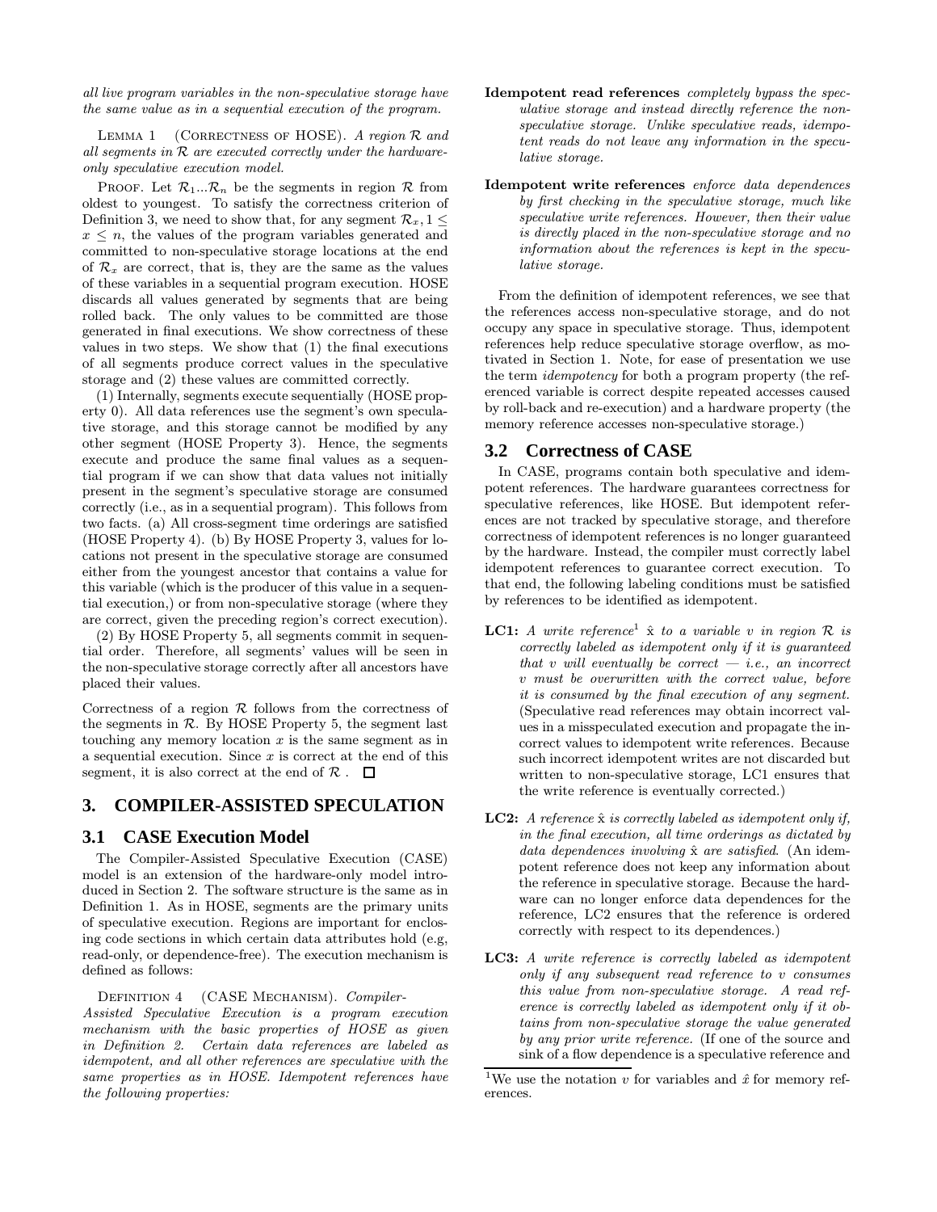*all live program variables in the non-speculative storage have the same value as in a sequential execution of the program.*

Lemma 1 (Correctness of HOSE). *A region $\mathcal{R}$ and all segments in $\mathcal{R}$ are executed correctly under the hardware-only speculative execution model.*

Proof. Let $\mathcal{R}_1 ... \mathcal{R}_n$ be the segments in region $\mathcal{R}$ from oldest to youngest. To satisfy the correctness criterion of Definition 3, we need to show that, for any segment $\mathcal{R}_x, 1 \leq x \leq n$, the values of the program variables generated and committed to non-speculative storage locations at the end of $\mathcal{R}_x$ are correct, that is, they are the same as the values of these variables in a sequential program execution. HOSE discards all values generated by segments that are being rolled back. The only values to be committed are those generated in final executions. We show correctness of these values in two steps. We show that (1) the final executions of all segments produce correct values in the speculative storage and (2) these values are committed correctly.

(1) Internally, segments execute sequentially (HOSE property 0). All data references use the segment's own speculative storage, and this storage cannot be modified by any other segment (HOSE Property 3). Hence, the segments execute and produce the same final values as a sequential program if we can show that data values not initially present in the segment's speculative storage are consumed correctly (i.e., as in a sequential program). This follows from two facts. (a) All cross-segment time orderings are satisfied (HOSE Property 4). (b) By HOSE Property 3, values for locations not present in the speculative storage are consumed either from the youngest ancestor that contains a value for this variable (which is the producer of this value in a sequential execution,) or from non-speculative storage (where they are correct, given the preceding region's correct execution).

(2) By HOSE Property 5, all segments commit in sequential order. Therefore, all segments' values will be seen in the non-speculative storage correctly after all ancestors have placed their values.

Correctness of a region $\mathcal{R}$ follows from the correctness of the segments in $\mathcal{R}$. By HOSE Property 5, the segment last touching any memory location $x$ is the same segment as in a sequential execution. Since $x$ is correct at the end of this segment, it is also correct at the end of $\mathcal{R}$ . □

## 3. COMPILER-ASSISTED SPECULATION

### 3.1 CASE Execution Model

The Compiler-Assisted Speculative Execution (CASE) model is an extension of the hardware-only model introduced in Section 2. The software structure is the same as in Definition 1. As in HOSE, segments are the primary units of speculative execution. Regions are important for enclosing code sections in which certain data attributes hold (e.g, read-only, or dependence-free). The execution mechanism is defined as follows:

Definition 4 (CASE Mechanism). *Compiler-Assisted Speculative Execution is a program execution mechanism with the basic properties of HOSE as given in Definition 2. Certain data references are labeled as idempotent, and all other references are speculative with the same properties as in HOSE. Idempotent references have the following properties:*

**Idempotent read references** *completely bypass the speculative storage and instead directly reference the non-speculative storage. Unlike speculative reads, idempotent reads do not leave any information in the speculative storage.*

**Idempotent write references** *enforce data dependences by first checking in the speculative storage, much like speculative write references. However, then their value is directly placed in the non-speculative storage and no information about the references is kept in the speculative storage.*

From the definition of idempotent references, we see that the references access non-speculative storage, and do not occupy any space in speculative storage. Thus, idempotent references help reduce speculative storage overflow, as motivated in Section 1. Note, for ease of presentation we use the term *idempotency* for both a program property (the referenced variable is correct despite repeated accesses caused by roll-back and re-execution) and a hardware property (the memory reference accesses non-speculative storage.)

### 3.2 Correctness of CASE

In CASE, programs contain both speculative and idempotent references. The hardware guarantees correctness for speculative references, like HOSE. But idempotent references are not tracked by speculative storage, and therefore correctness of idempotent references is no longer guaranteed by the hardware. Instead, the compiler must correctly label idempotent references to guarantee correct execution. To that end, the following labeling conditions must be satisfied by references to be identified as idempotent.

**LC1:** *A write reference*[1] $\hat{x}$ *to a variable* $v$ *in region* $\mathcal{R}$ *is correctly labeled as idempotent only if it is guaranteed that* $v$ *will eventually be correct — i.e., an incorrect* $v$ *must be overwritten with the correct value, before it is consumed by the final execution of any segment.* (Speculative read references may obtain incorrect values in a misspeculated execution and propagate the incorrect values to idempotent write references. Because such incorrect idempotent writes are not discarded but written to non-speculative storage, LC1 ensures that the write reference is eventually corrected.)

**LC2:** *A reference* $\hat{x}$ *is correctly labeled as idempotent only if, in the final execution, all time orderings as dictated by data dependences involving* $\hat{x}$ *are satisfied.* (An idempotent reference does not keep any information about the reference in speculative storage. Because the hardware can no longer enforce data dependences for the reference, LC2 ensures that the reference is ordered correctly with respect to its dependences.)

**LC3:** *A write reference is correctly labeled as idempotent only if any subsequent read reference to* $v$ *consumes this value from non-speculative storage. A read reference is correctly labeled as idempotent only if it obtains from non-speculative storage the value generated by any prior write reference.* (If one of the source and sink of a flow dependence is a speculative reference and

[1] We use the notation $v$ for variables and $\hat{x}$ for memory references.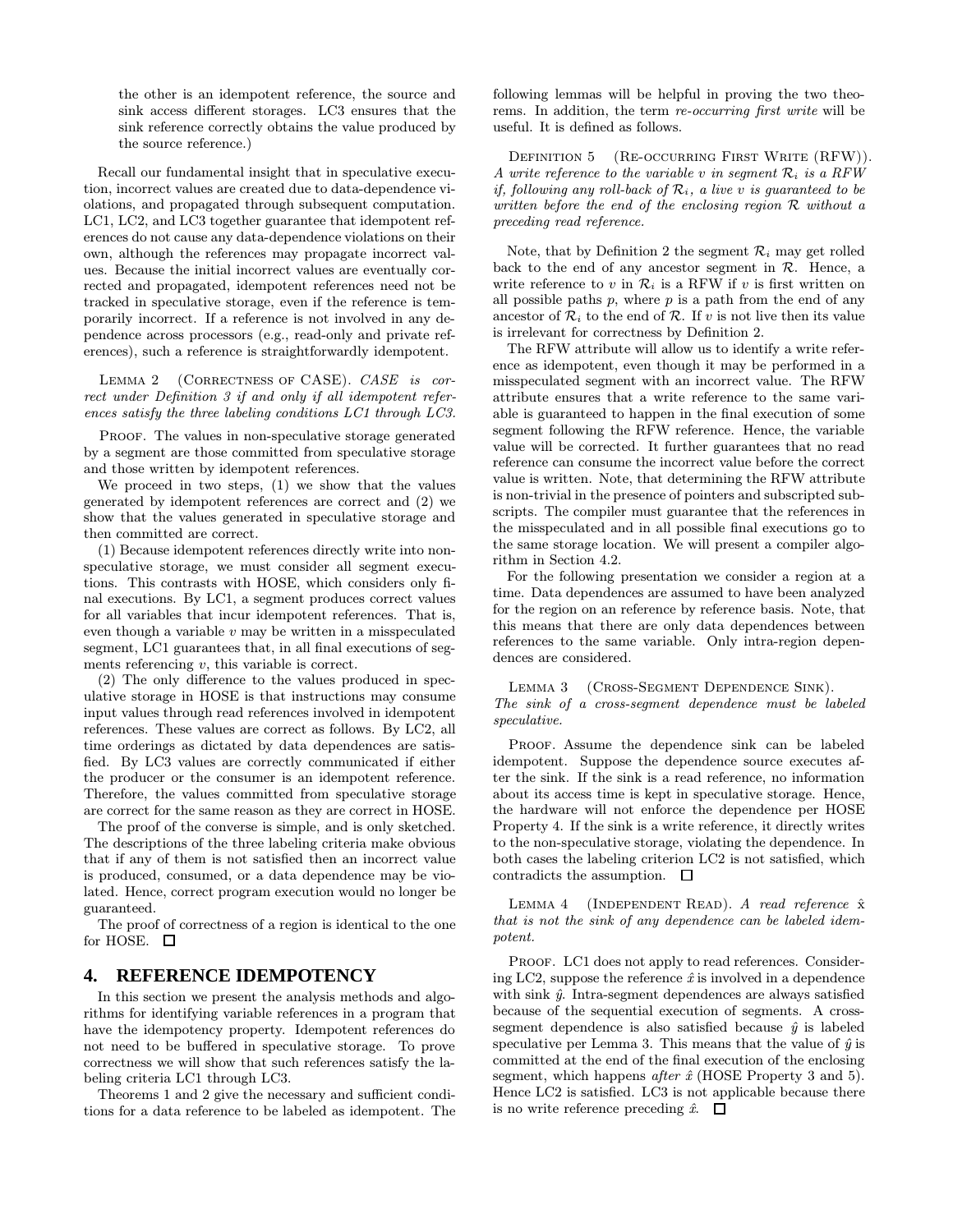the other is an idempotent reference, the source and sink access different storages. LC3 ensures that the sink reference correctly obtains the value produced by the source reference.)

Recall our fundamental insight that in speculative execution, incorrect values are created due to data-dependence violations, and propagated through subsequent computation. LC1, LC2, and LC3 together guarantee that idempotent references do not cause any data-dependence violations on their own, although the references may propagate incorrect values. Because the initial incorrect values are eventually corrected and propagated, idempotent references need not be tracked in speculative storage, even if the reference is temporarily incorrect. If a reference is not involved in any dependence across processors (e.g., read-only and private references), such a reference is straightforwardly idempotent.

Lemma 2 (Correctness of CASE). *CASE is correct under Definition 3 if and only if all idempotent references satisfy the three labeling conditions LC1 through LC3.*

Proof. The values in non-speculative storage generated by a segment are those committed from speculative storage and those written by idempotent references.

We proceed in two steps, (1) we show that the values generated by idempotent references are correct and (2) we show that the values generated in speculative storage and then committed are correct.

(1) Because idempotent references directly write into non-speculative storage, we must consider all segment executions. This contrasts with HOSE, which considers only final executions. By LC1, a segment produces correct values for all variables that incur idempotent references. That is, even though a variable $v$ may be written in a misspeculated segment, LC1 guarantees that, in all final executions of segments referencing $v$, this variable is correct.

(2) The only difference to the values produced in speculative storage in HOSE is that instructions may consume input values through read references involved in idempotent references. These values are correct as follows. By LC2, all time orderings as dictated by data dependences are satisfied. By LC3 values are correctly communicated if either the producer or the consumer is an idempotent reference. Therefore, the values committed from speculative storage are correct for the same reason as they are correct in HOSE.

The proof of the converse is simple, and is only sketched. The descriptions of the three labeling criteria make obvious that if any of them is not satisfied then an incorrect value is produced, consumed, or a data dependence may be violated. Hence, correct program execution would no longer be guaranteed.

The proof of correctness of a region is identical to the one for HOSE. □

# 4. REFERENCE IDEMPOTENCY

In this section we present the analysis methods and algorithms for identifying variable references in a program that have the idempotency property. Idempotent references do not need to be buffered in speculative storage. To prove correctness we will show that such references satisfy the labeling criteria LC1 through LC3.

Theorems 1 and 2 give the necessary and sufficient conditions for a data reference to be labeled as idempotent. The following lemmas will be helpful in proving the two theorems. In addition, the term *re-occurring first write* will be useful. It is defined as follows.

Definition 5 (Re-occurring First Write (RFW)). *A write reference to the variable $v$ in segment $\mathcal{R}_i$ is a RFW if, following any roll-back of $\mathcal{R}_i$, a live $v$ is guaranteed to be written before the end of the enclosing region $\mathcal{R}$ without a preceding read reference.*

Note, that by Definition 2 the segment $\mathcal{R}_i$ may get rolled back to the end of any ancestor segment in $\mathcal{R}$. Hence, a write reference to $v$ in $\mathcal{R}_i$ is a RFW if $v$ is first written on all possible paths $p$, where $p$ is a path from the end of any ancestor of $\mathcal{R}_i$ to the end of $\mathcal{R}$. If $v$ is not live then its value is irrelevant for correctness by Definition 2.

The RFW attribute will allow us to identify a write reference as idempotent, even though it may be performed in a misspeculated segment with an incorrect value. The RFW attribute ensures that a write reference to the same variable is guaranteed to happen in the final execution of some segment following the RFW reference. Hence, the variable value will be corrected. It further guarantees that no read reference can consume the incorrect value before the correct value is written. Note, that determining the RFW attribute is non-trivial in the presence of pointers and subscripted subscripts. The compiler must guarantee that the references in the misspeculated and in all possible final executions go to the same storage location. We will present a compiler algorithm in Section 4.2.

For the following presentation we consider a region at a time. Data dependences are assumed to have been analyzed for the region on an reference by reference basis. Note, that this means that there are only data dependences between references to the same variable. Only intra-region dependences are considered.

Lemma 3 (Cross-Segment Dependence Sink). *The sink of a cross-segment dependence must be labeled speculative.*

Proof. Assume the dependence sink can be labeled idempotent. Suppose the dependence source executes after the sink. If the sink is a read reference, no information about its access time is kept in speculative storage. Hence, the hardware will not enforce the dependence per HOSE Property 4. If the sink is a write reference, it directly writes to the non-speculative storage, violating the dependence. In both cases the labeling criterion LC2 is not satisfied, which contradicts the assumption. □

Lemma 4 (Independent Read). *A read reference $\hat{x}$ that is not the sink of any dependence can be labeled idempotent.*

Proof. LC1 does not apply to read references. Considering LC2, suppose the reference $\hat{x}$ is involved in a dependence with sink $\hat{y}$. Intra-segment dependences are always satisfied because of the sequential execution of segments. A cross-segment dependence is also satisfied because $\hat{y}$ is labeled speculative per Lemma 3. This means that the value of $\hat{y}$ is committed at the end of the final execution of the enclosing segment, which happens *after* $\hat{x}$ (HOSE Property 3 and 5). Hence LC2 is satisfied. LC3 is not applicable because there is no write reference preceding $\hat{x}$. □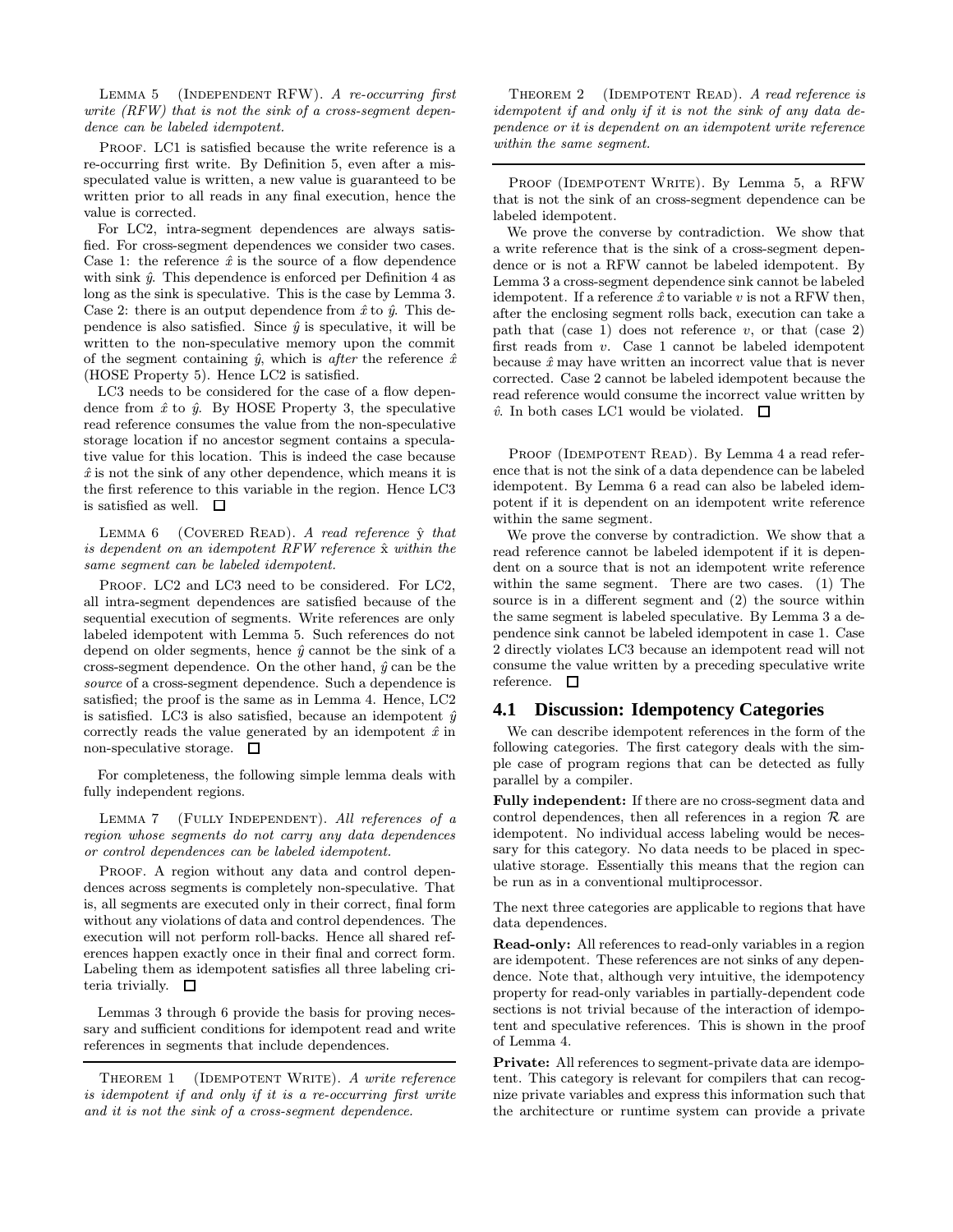Lemma 5 (Independent RFW). *A re-occurring first write (RFW) that is not the sink of a cross-segment dependence can be labeled idempotent.*

Proof. LC1 is satisfied because the write reference is a re-occurring first write. By Definition 5, even after a misspeculated value is written, a new value is guaranteed to be written prior to all reads in any final execution, hence the value is corrected.

For LC2, intra-segment dependences are always satisfied. For cross-segment dependences we consider two cases. Case 1: the reference $\hat{x}$ is the source of a flow dependence with sink $\hat{y}$. This dependence is enforced per Definition 4 as long as the sink is speculative. This is the case by Lemma 3. Case 2: there is an output dependence from $\hat{x}$ to $\hat{y}$. This dependence is also satisfied. Since $\hat{y}$ is speculative, it will be written to the non-speculative memory upon the commit of the segment containing $\hat{y}$, which is *after* the reference $\hat{x}$ (HOSE Property 5). Hence LC2 is satisfied.

LC3 needs to be considered for the case of a flow dependence from $\hat{x}$ to $\hat{y}$. By HOSE Property 3, the speculative read reference consumes the value from the non-speculative storage location if no ancestor segment contains a speculative value for this location. This is indeed the case because $\hat{x}$ is not the sink of any other dependence, which means it is the first reference to this variable in the region. Hence LC3 is satisfied as well. □

Lemma 6 (Covered Read). *A read reference ŷ that is dependent on an idempotent RFW reference x̂ within the same segment can be labeled idempotent.*

Proof. LC2 and LC3 need to be considered. For LC2, all intra-segment dependences are satisfied because of the sequential execution of segments. Write references are only labeled idempotent with Lemma 5. Such references do not depend on older segments, hence $\hat{y}$ cannot be the sink of a cross-segment dependence. On the other hand, $\hat{y}$ can be the *source* of a cross-segment dependence. Such a dependence is satisfied; the proof is the same as in Lemma 4. Hence, LC2 is satisfied. LC3 is also satisfied, because an idempotent $\hat{y}$ correctly reads the value generated by an idempotent $\hat{x}$ in non-speculative storage. □

For completeness, the following simple lemma deals with fully independent regions.

Lemma 7 (Fully Independent). *All references of a region whose segments do not carry any data dependences or control dependences can be labeled idempotent.*

Proof. A region without any data and control dependences across segments is completely non-speculative. That is, all segments are executed only in their correct, final form without any violations of data and control dependences. The execution will not perform roll-backs. Hence all shared references happen exactly once in their final and correct form. Labeling them as idempotent satisfies all three labeling criteria trivially. □

Lemmas 3 through 6 provide the basis for proving necessary and sufficient conditions for idempotent read and write references in segments that include dependences.

Theorem 1 (Idempotent Write). *A write reference is idempotent if and only if it is a re-occurring first write and it is not the sink of a cross-segment dependence.*

Theorem 2 (Idempotent Read). *A read reference is idempotent if and only if it is not the sink of any data dependence or it is dependent on an idempotent write reference within the same segment.*

Proof (Idempotent Write). By Lemma 5, a RFW that is not the sink of an cross-segment dependence can be labeled idempotent.

We prove the converse by contradiction. We show that a write reference that is the sink of a cross-segment dependence or is not a RFW cannot be labeled idempotent. By Lemma 3 a cross-segment dependence sink cannot be labeled idempotent. If a reference $\hat{x}$ to variable $v$ is not a RFW then, after the enclosing segment rolls back, execution can take a path that (case 1) does not reference $v$, or that (case 2) first reads from $v$. Case 1 cannot be labeled idempotent because $\hat{x}$ may have written an incorrect value that is never corrected. Case 2 cannot be labeled idempotent because the read reference would consume the incorrect value written by $\hat{v}$. In both cases LC1 would be violated. □

Proof (Idempotent Read). By Lemma 4 a read reference that is not the sink of a data dependence can be labeled idempotent. By Lemma 6 a read can also be labeled idempotent if it is dependent on an idempotent write reference within the same segment.

We prove the converse by contradiction. We show that a read reference cannot be labeled idempotent if it is dependent on a source that is not an idempotent write reference within the same segment. There are two cases. (1) The source is in a different segment and (2) the source within the same segment is labeled speculative. By Lemma 3 a dependence sink cannot be labeled idempotent in case 1. Case 2 directly violates LC3 because an idempotent read will not consume the value written by a preceding speculative write reference. □

## 4.1 Discussion: Idempotency Categories

We can describe idempotent references in the form of the following categories. The first category deals with the simple case of program regions that can be detected as fully parallel by a compiler.

**Fully independent:** If there are no cross-segment data and control dependences, then all references in a region $\mathcal{R}$ are idempotent. No individual access labeling would be necessary for this category. No data needs to be placed in speculative storage. Essentially this means that the region can be run as in a conventional multiprocessor.

The next three categories are applicable to regions that have data dependences.

**Read-only:** All references to read-only variables in a region are idempotent. These references are not sinks of any dependence. Note that, although very intuitive, the idempotency property for read-only variables in partially-dependent code sections is not trivial because of the interaction of idempotent and speculative references. This is shown in the proof of Lemma 4.

**Private:** All references to segment-private data are idempotent. This category is relevant for compilers that can recognize private variables and express this information such that the architecture or runtime system can provide a private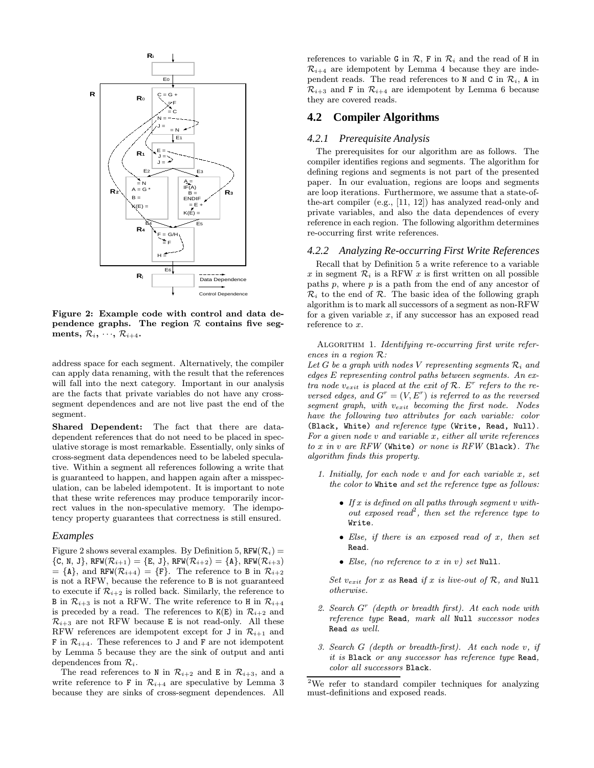**Figure 2: Example code with control and data dependence graphs. The region $\mathcal{R}$ contains five segments, $\mathcal{R}_i, \cdots, \mathcal{R}_{i+4}$.**

address space for each segment. Alternatively, the compiler can apply data renaming, with the result that the references will fall into the next category. Important in our analysis are the facts that private variables do not have any cross-segment dependences and are not live past the end of the segment.

**Shared Dependent:** The fact that there are data-dependent references that do not need to be placed in speculative storage is most remarkable. Essentially, only sinks of cross-segment data dependences need to be labeled speculative. Within a segment all references following a write that is guaranteed to happen, and happen again after a misspeculation, can be labeled idempotent. It is important to note that these write references may produce temporarily incorrect values in the non-speculative memory. The idempotency property guarantees that correctness is still ensured.

### *Examples*

Figure 2 shows several examples. By Definition 5, RFW($\mathcal{R}_i$) = {C, N, J}, RFW($\mathcal{R}_{i+1}$) = {E, J}, RFW($\mathcal{R}_{i+2}$) = {A}, RFW($\mathcal{R}_{i+3}$) = {A}, and RFW($\mathcal{R}_{i+4}$) = {F}. The reference to B in $\mathcal{R}_{i+2}$ is not a RFW, because the reference to B is not guaranteed to execute if $\mathcal{R}_{i+2}$ is rolled back. Similarly, the reference to B in $\mathcal{R}_{i+3}$ is not a RFW. The write reference to H in $\mathcal{R}_{i+4}$ is preceded by a read. The references to K(E) in $\mathcal{R}_{i+2}$ and $\mathcal{R}_{i+3}$ are not RFW because E is not read-only. All these RFW references are idempotent except for J in $\mathcal{R}_{i+1}$ and F in $\mathcal{R}_{i+4}$. These references to J and F are not idempotent by Lemma 5 because they are the sink of output and anti dependences from $\mathcal{R}_i$.

The read references to N in $\mathcal{R}_{i+2}$ and E in $\mathcal{R}_{i+3}$, and a write reference to F in $\mathcal{R}_{i+4}$ are speculative by Lemma 3 because they are sinks of cross-segment dependences. All references to variable G in $\mathcal{R}$, F in $\mathcal{R}_i$ and the read of H in $\mathcal{R}_{i+4}$ are idempotent by Lemma 4 because they are independent reads. The read references to N and C in $\mathcal{R}_i$, A in $\mathcal{R}_{i+3}$ and F in $\mathcal{R}_{i+4}$ are idempotent by Lemma 6 because they are covered reads.

## 4.2 Compiler Algorithms

### *4.2.1 Prerequisite Analysis*

The prerequisites for our algorithm are as follows. The compiler identifies regions and segments. The algorithm for defining regions and segments is not part of the presented paper. In our evaluation, regions are loops and segments are loop iterations. Furthermore, we assume that a state-of-the-art compiler (e.g., [11, 12]) has analyzed read-only and private variables, and also the data dependences of every reference in each region. The following algorithm determines re-occurring first write references.

### *4.2.2 Analyzing Re-occurring First Write References*

Recall that by Definition 5 a write reference to a variable $x$ in segment $\mathcal{R}_i$ is a RFW $x$ is first written on all possible paths $p$, where $p$ is a path from the end of any ancestor of $\mathcal{R}_i$ to the end of $\mathcal{R}$. The basic idea of the following graph algorithm is to mark all successors of a segment as non-RFW for a given variable $x$, if any successor has an exposed read reference to $x$.

ALGORITHM 1. *Identifying re-occurring first write references in a region $\mathcal{R}$:*
*Let $G$ be a graph with nodes $V$ representing segments $\mathcal{R}_i$ and edges $E$ representing control paths between segments. An extra node $v_{exit}$ is placed at the exit of $\mathcal{R}$. $E^r$ refers to the reversed edges, and $G^r = (V, E^r)$ is referred to as the reversed segment graph, with $v_{exit}$ becoming the first node. Nodes have the following two attributes for each variable: color* (Black, White) *and reference type* (Write, Read, Null)*. For a given node $v$ and variable $x$, either all write references to $x$ in $v$ are RFW* (White) *or none is RFW* (Black)*. The algorithm finds this property.*

1. *Initially, for each node $v$ and for each variable $x$, set the color to* White *and set the reference type as follows:*
   - *If $x$ is defined on all paths through segment $v$ without exposed read*[2]*, then set the reference type to* Write.
   - *Else, if there is an exposed read of $x$, then set* Read.
   - *Else, (no reference to $x$ in $v$) set* Null.

   *Set $v_{exit}$ for $x$ as* Read *if $x$ is live-out of $\mathcal{R}$, and* Null *otherwise.*

2. *Search $G^r$ (depth or breadth first). At each node with reference type* Read*, mark all* Null *successor nodes* Read *as well.*

3. *Search $G$ (depth or breadth-first). At each node $v$, if it is* Black *or any successor has reference type* Read*, color all successors* Black.

[2]We refer to standard compiler techniques for analyzing must-definitions and exposed reads.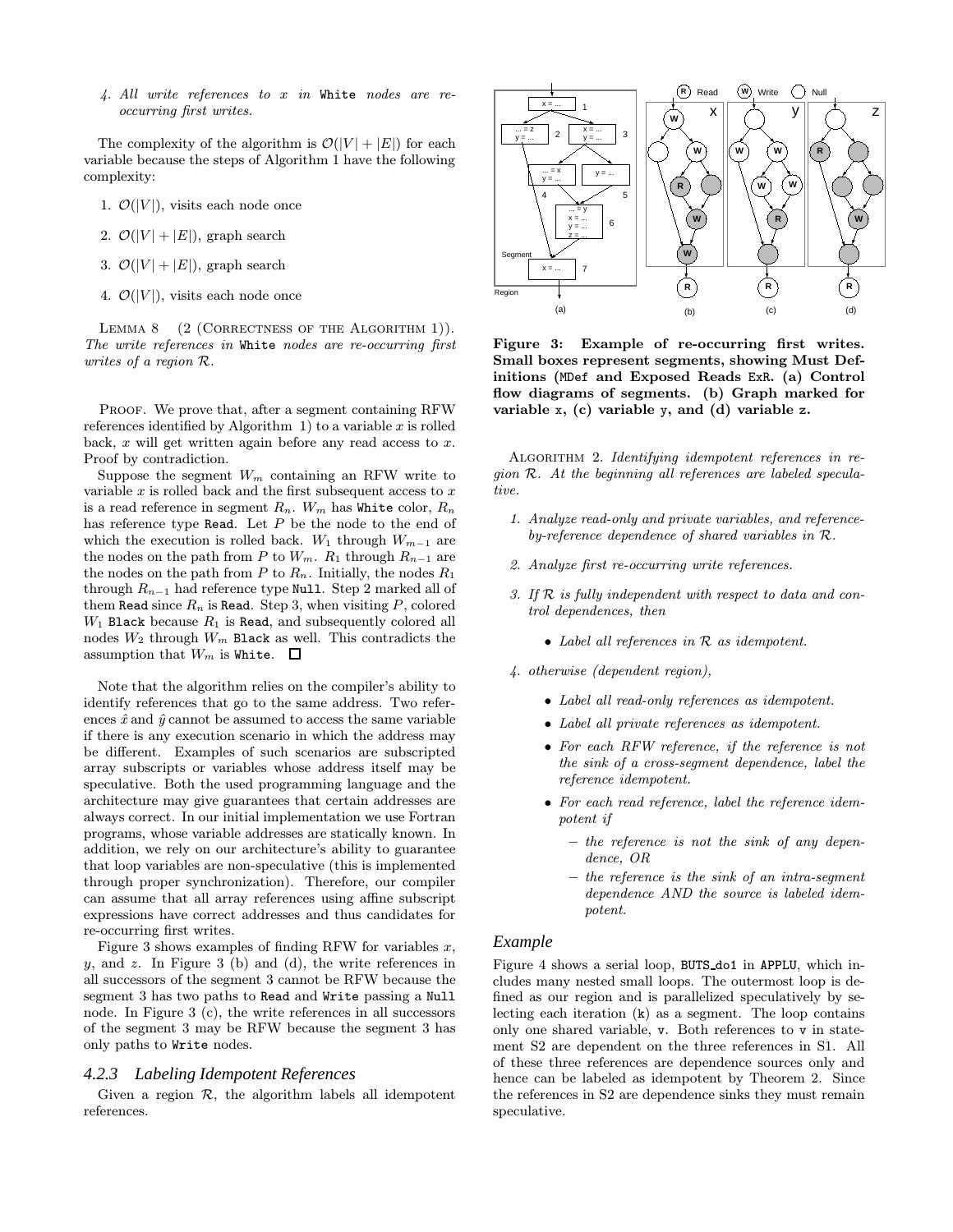4. *All write references to x in* `White` *nodes are re-occurring first writes.*

The complexity of the algorithm is $\mathcal{O}(|V| + |E|)$ for each variable because the steps of Algorithm 1 have the following complexity:

1. $\mathcal{O}(|V|)$, visits each node once
2. $\mathcal{O}(|V| + |E|)$, graph search
3. $\mathcal{O}(|V| + |E|)$, graph search
4. $\mathcal{O}(|V|)$, visits each node once

LEMMA 8 (2 (CORRECTNESS OF THE ALGORITHM 1)). *The write references in* `White` *nodes are re-occurring first writes of a region $\mathcal{R}$.*

PROOF. We prove that, after a segment containing RFW references identified by Algorithm 1) to a variable $x$ is rolled back, $x$ will get written again before any read access to $x$. Proof by contradiction.

Suppose the segment $W_m$ containing an RFW write to variable $x$ is rolled back and the first subsequent access to $x$ is a read reference in segment $R_n$. $W_m$ has `White` color, $R_n$ has reference type `Read`. Let $P$ be the node to the end of which the execution is rolled back. $W_1$ through $W_{m-1}$ are the nodes on the path from $P$ to $W_m$. $R_1$ through $R_{n-1}$ are the nodes on the path from $P$ to $R_n$. Initially, the nodes $R_1$ through $R_{n-1}$ had reference type `Null`. Step 2 marked all of them `Read` since $R_n$ is `Read`. Step 3, when visiting $P$, colored $W_1$ `Black` because $R_1$ is `Read`, and subsequently colored all nodes $W_2$ through $W_m$ `Black` as well. This contradicts the assumption that $W_m$ is `White`. □

Note that the algorithm relies on the compiler's ability to identify references that go to the same address. Two references $\hat{x}$ and $\hat{y}$ cannot be assumed to access the same variable if there is any execution scenario in which the address may be different. Examples of such scenarios are subscripted array subscripts or variables whose address itself may be speculative. Both the used programming language and the architecture may give guarantees that certain addresses are always correct. In our initial implementation we use Fortran programs, whose variable addresses are statically known. In addition, we rely on our architecture's ability to guarantee that loop variables are non-speculative (this is implemented through proper synchronization). Therefore, our compiler can assume that all array references using affine subscript expressions have correct addresses and thus candidates for re-occurring first writes.

Figure 3 shows examples of finding RFW for variables $x$, $y$, and $z$. In Figure 3 (b) and (d), the write references in all successors of the segment 3 cannot be RFW because the segment 3 has two paths to `Read` and `Write` passing a `Null` node. In Figure 3 (c), the write references in all successors of the segment 3 may be RFW because the segment 3 has only paths to `Write` nodes.

### 4.2.3 Labeling Idempotent References

Given a region $\mathcal{R}$, the algorithm labels all idempotent references.

**Figure 3: Example of re-occurring first writes. Small boxes represent segments, showing Must Definitions (`MDef` and Exposed Reads `ExR`. (a) Control flow diagrams of segments. (b) Graph marked for variable `x`, (c) variable `y`, and (d) variable `z`.**

ALGORITHM 2. *Identifying idempotent references in region $\mathcal{R}$. At the beginning all references are labeled speculative.*

1. *Analyze read-only and private variables, and reference-by-reference dependence of shared variables in $\mathcal{R}$.*
2. *Analyze first re-occurring write references.*
3. *If $\mathcal{R}$ is fully independent with respect to data and control dependences, then*
   - *Label all references in $\mathcal{R}$ as idempotent.*
4. *otherwise (dependent region),*
   - *Label all read-only references as idempotent.*
   - *Label all private references as idempotent.*
   - *For each RFW reference, if the reference is not the sink of a cross-segment dependence, label the reference idempotent.*
   - *For each read reference, label the reference idempotent if*
     - *the reference is not the sink of any dependence, OR*
     - *the reference is the sink of an intra-segment dependence AND the source is labeled idempotent.*

### Example

Figure 4 shows a serial loop, `BUTS_do1` in `APPLU`, which includes many nested small loops. The outermost loop is defined as our region and is parallelized speculatively by selecting each iteration (`k`) as a segment. The loop contains only one shared variable, `v`. Both references to `v` in statement S2 are dependent on the three references in S1. All of these three references are dependence sources only and hence can be labeled as idempotent by Theorem 2. Since the references in S2 are dependence sinks they must remain speculative.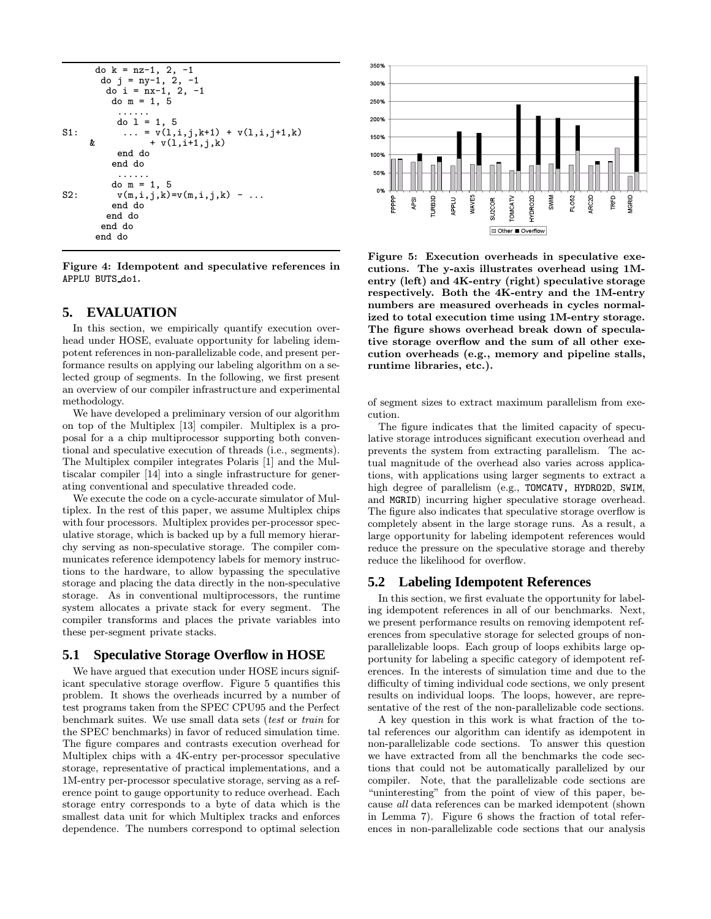```
      do k = nz-1, 2, -1
       do j = ny-1, 2, -1
        do i = nx-1, 2, -1
         do m = 1, 5
          ......
          do l = 1, 5
S1:        ... = v(l,i,j,k+1) + v(l,i,j+1,k)
     &            + v(l,i+1,j,k)
          end do
         end do
          ......
         do m = 1, 5
S2:       v(m,i,j,k)=v(m,i,j,k) - ...
         end do
        end do
       end do
      end do
```

**Figure 4: Idempotent and speculative references in APPLU BUTS_do1.**

# 5. EVALUATION

In this section, we empirically quantify execution overhead under HOSE, evaluate opportunity for labeling idempotent references in non-parallelizable code, and present performance results on applying our labeling algorithm on a selected group of segments. In the following, we first present an overview of our compiler infrastructure and experimental methodology.

We have developed a preliminary version of our algorithm on top of the Multiplex [13] compiler. Multiplex is a proposal for a a chip multiprocessor supporting both conventional and speculative execution of threads (i.e., segments). The Multiplex compiler integrates Polaris [1] and the Multiscalar compiler [14] into a single infrastructure for generating conventional and speculative threaded code.

We execute the code on a cycle-accurate simulator of Multiplex. In the rest of this paper, we assume Multiplex chips with four processors. Multiplex provides per-processor speculative storage, which is backed up by a full memory hierarchy serving as non-speculative storage. The compiler communicates reference idempotency labels for memory instructions to the hardware, to allow bypassing the speculative storage and placing the data directly in the non-speculative storage. As in conventional multiprocessors, the runtime system allocates a private stack for every segment. The compiler transforms and places the private variables into these per-segment private stacks.

## 5.1 Speculative Storage Overflow in HOSE

We have argued that execution under HOSE incurs significant speculative storage overflow. Figure 5 quantifies this problem. It shows the overheads incurred by a number of test programs taken from the SPEC CPU95 and the Perfect benchmark suites. We use small data sets (*test* or *train* for the SPEC benchmarks) in favor of reduced simulation time. The figure compares and contrasts execution overhead for Multiplex chips with a 4K-entry per-processor speculative storage, representative of practical implementations, and a 1M-entry per-processor speculative storage, serving as a reference point to gauge opportunity to reduce overhead. Each storage entry corresponds to a byte of data which is the smallest data unit for which Multiplex tracks and enforces dependence. The numbers correspond to optimal selection of segment sizes to extract maximum parallelism from execution.

**Figure 5: Execution overheads in speculative executions. The y-axis illustrates overhead using 1M-entry (left) and 4K-entry (right) speculative storage respectively. Both the 4K-entry and the 1M-entry numbers are measured overheads in cycles normalized to total execution time using 1M-entry storage. The figure shows overhead break down of speculative storage overflow and the sum of all other execution overheads (e.g., memory and pipeline stalls, runtime libraries, etc.).**

The figure indicates that the limited capacity of speculative storage introduces significant execution overhead and prevents the system from extracting parallelism. The actual magnitude of the overhead also varies across applications, with applications using larger segments to extract a high degree of parallelism (e.g., TOMCATV, HYDRO2D, SWIM, and MGRID) incurring higher speculative storage overhead. The figure also indicates that speculative storage overflow is completely absent in the large storage runs. As a result, a large opportunity for labeling idempotent references would reduce the pressure on the speculative storage and thereby reduce the likelihood for overflow.

## 5.2 Labeling Idempotent References

In this section, we first evaluate the opportunity for labeling idempotent references in all of our benchmarks. Next, we present performance results on removing idempotent references from speculative storage for selected groups of non-parallelizable loops. Each group of loops exhibits large opportunity for labeling a specific category of idempotent references. In the interests of simulation time and due to the difficulty of timing individual code sections, we only present results on individual loops. The loops, however, are representative of the rest of the non-parallelizable code sections.

A key question in this work is what fraction of the total references our algorithm can identify as idempotent in non-parallelizable code sections. To answer this question we have extracted from all the benchmarks the code sections that could not be automatically parallelized by our compiler. Note, that the parallelizable code sections are "uninteresting" from the point of view of this paper, because *all* data references can be marked idempotent (shown in Lemma 7). Figure 6 shows the fraction of total references in non-parallelizable code sections that our analysis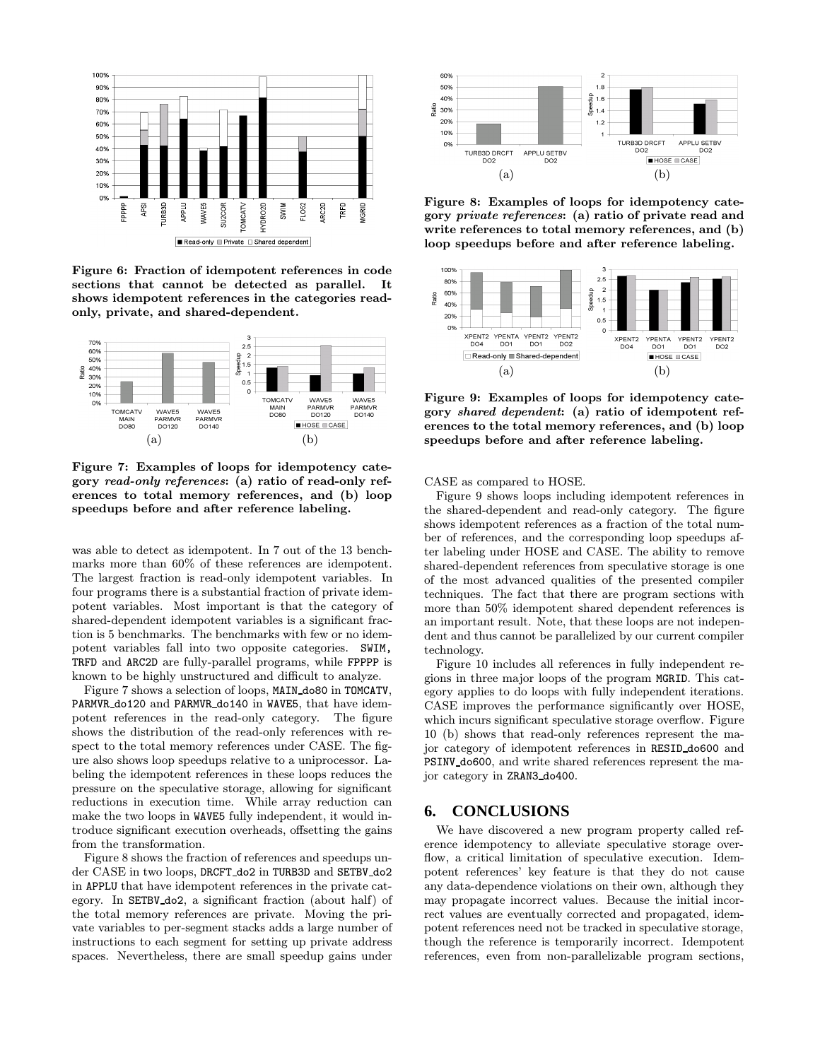Figure 6: Fraction of idempotent references in code sections that cannot be detected as parallel. It shows idempotent references in the categories read-only, private, and shared-dependent.

Figure 7: Examples of loops for idempotency category *read-only references*: (a) ratio of read-only references to total memory references, and (b) loop speedups before and after reference labeling.

Figure 8: Examples of loops for idempotency category *private references*: (a) ratio of private read and write references to total memory references, and (b) loop speedups before and after reference labeling.

Figure 9: Examples of loops for idempotency category *shared dependent*: (a) ratio of idempotent references to the total memory references, and (b) loop speedups before and after reference labeling.

was able to detect as idempotent. In 7 out of the 13 benchmarks more than 60% of these references are idempotent. The largest fraction is read-only idempotent variables. In four programs there is a substantial fraction of private idempotent variables. Most important is that the category of shared-dependent idempotent variables is a significant fraction is 5 benchmarks. The benchmarks with few or no idempotent variables fall into two opposite categories. SWIM, TRFD and ARC2D are fully-parallel programs, while FPPPP is known to be highly unstructured and difficult to analyze.

Figure 7 shows a selection of loops, MAIN_do80 in TOMCATV, PARMVR_do120 and PARMVR_do140 in WAVE5, that have idempotent references in the read-only category. The figure shows the distribution of the read-only references with respect to the total memory references under CASE. The figure also shows loop speedups relative to a uniprocessor. Labeling the idempotent references in these loops reduces the pressure on the speculative storage, allowing for significant reductions in execution time. While array reduction can make the two loops in WAVE5 fully independent, it would introduce significant execution overheads, offsetting the gains from the transformation.

Figure 8 shows the fraction of references and speedups under CASE in two loops, DRCFT_do2 in TURB3D and SETBV_do2 in APPLU that have idempotent references in the private category. In SETBV_do2, a significant fraction (about half) of the total memory references are private. Moving the private variables to per-segment stacks adds a large number of instructions to each segment for setting up private address spaces. Nevertheless, there are small speedup gains under CASE as compared to HOSE.

Figure 9 shows loops including idempotent references in the shared-dependent and read-only category. The figure shows idempotent references as a fraction of the total number of references, and the corresponding loop speedups after labeling under HOSE and CASE. The ability to remove shared-dependent references from speculative storage is one of the most advanced qualities of the presented compiler techniques. The fact that there are program sections with more than 50% idempotent shared dependent references is an important result. Note, that these loops are not independent and thus cannot be parallelized by our current compiler technology.

Figure 10 includes all references in fully independent regions in three major loops of the program MGRID. This category applies to do loops with fully independent iterations. CASE improves the performance significantly over HOSE, which incurs significant speculative storage overflow. Figure 10 (b) shows that read-only references represent the major category of idempotent references in RESID_do600 and PSINV_do600, and write shared references represent the major category in ZRAN3_do400.

## 6. CONCLUSIONS

We have discovered a new program property called reference idempotency to alleviate speculative storage overflow, a critical limitation of speculative execution. Idempotent references' key feature is that they do not cause any data-dependence violations on their own, although they may propagate incorrect values. Because the initial incorrect values are eventually corrected and propagated, idempotent references need not be tracked in speculative storage, though the reference is temporarily incorrect. Idempotent references, even from non-parallelizable program sections,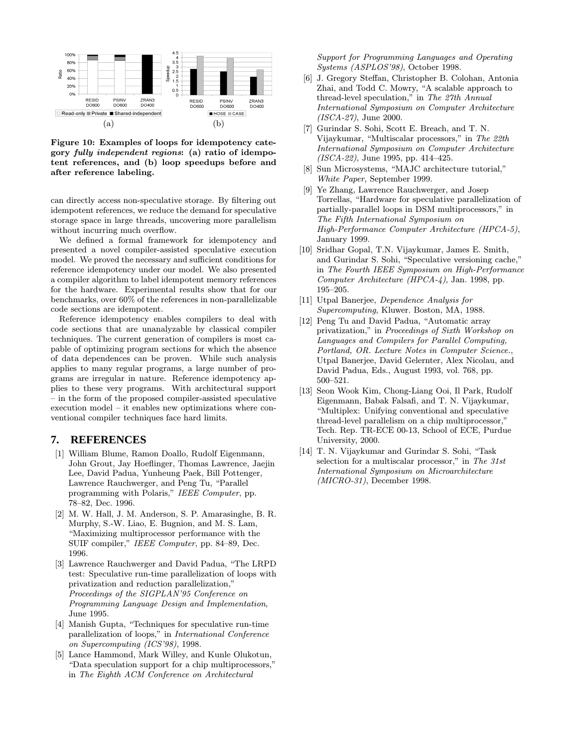100%
80%
60%
40%
20%
0%
Ratio
RESID DO600
PSINV DO600
ZRAN3 DO400
□ Read-only ■ Private ■ Shared-independent
(a)

4.5
4
3.5
3
2.5
2
1.5
1
0.5
0
Speedup
RESID DO600
PSINV DO600
ZRAN3 DO400
■ HOSE ■ CASE
(b)

**Figure 10: Examples of loops for idempotency category *fully independent regions*: (a) ratio of idempotent references, and (b) loop speedups before and after reference labeling.**

can directly access non-speculative storage. By filtering out idempotent references, we reduce the demand for speculative storage space in large threads, uncovering more parallelism without incurring much overflow.

We defined a formal framework for idempotency and presented a novel compiler-assisted speculative execution model. We proved the necessary and sufficient conditions for reference idempotency under our model. We also presented a compiler algorithm to label idempotent memory references for the hardware. Experimental results show that for our benchmarks, over 60% of the references in non-parallelizable code sections are idempotent.

Reference idempotency enables compilers to deal with code sections that are unanalyzable by classical compiler techniques. The current generation of compilers is most capable of optimizing program sections for which the absence of data dependences can be proven. While such analysis applies to many regular programs, a large number of programs are irregular in nature. Reference idempotency applies to these very programs. With architectural support – in the form of the proposed compiler-assisted speculative execution model – it enables new optimizations where conventional compiler techniques face hard limits.

## 7. REFERENCES

[1] William Blume, Ramon Doallo, Rudolf Eigenmann, John Grout, Jay Hoeflinger, Thomas Lawrence, Jaejin Lee, David Padua, Yunheung Paek, Bill Pottenger, Lawrence Rauchwerger, and Peng Tu, "Parallel programming with Polaris," *IEEE Computer*, pp. 78–82, Dec. 1996.

[2] M. W. Hall, J. M. Anderson, S. P. Amarasinghe, B. R. Murphy, S.-W. Liao, E. Bugnion, and M. S. Lam, "Maximizing multiprocessor performance with the SUIF compiler," *IEEE Computer*, pp. 84–89, Dec. 1996.

[3] Lawrence Rauchwerger and David Padua, "The LRPD test: Speculative run-time parallelization of loops with privatization and reduction parallelization," *Proceedings of the SIGPLAN'95 Conference on Programming Language Design and Implementation*, June 1995.

[4] Manish Gupta, "Techniques for speculative run-time parallelization of loops," in *International Conference on Supercomputing (ICS'98)*, 1998.

[5] Lance Hammond, Mark Willey, and Kunle Olukotun, "Data speculation support for a chip multiprocessors," in *The Eighth ACM Conference on Architectural Support for Programming Languages and Operating Systems (ASPLOS'98)*, October 1998.

[6] J. Gregory Steffan, Christopher B. Colohan, Antonia Zhai, and Todd C. Mowry, "A scalable approach to thread-level speculation," in *The 27th Annual International Symposium on Computer Architecture (ISCA-27)*, June 2000.

[7] Gurindar S. Sohi, Scott E. Breach, and T. N. Vijaykumar, "Multiscalar processors," in *The 22th International Symposium on Computer Architecture (ISCA-22)*, June 1995, pp. 414–425.

[8] Sun Microsystems, "MAJC architecture tutorial," *White Paper*, September 1999.

[9] Ye Zhang, Lawrence Rauchwerger, and Josep Torrellas, "Hardware for speculative parallelization of partially-parallel loops in DSM multiprocessors," in *The Fifth International Symposium on High-Performance Computer Architecture (HPCA-5)*, January 1999.

[10] Sridhar Gopal, T.N. Vijaykumar, James E. Smith, and Gurindar S. Sohi, "Speculative versioning cache," in *The Fourth IEEE Symposium on High-Performance Computer Architecture (HPCA-4)*, Jan. 1998, pp. 195–205.

[11] Utpal Banerjee, *Dependence Analysis for Supercomputing*, Kluwer. Boston, MA, 1988.

[12] Peng Tu and David Padua, "Automatic array privatization," in *Proceedings of Sixth Workshop on Languages and Compilers for Parallel Computing, Portland, OR. Lecture Notes in Computer Science.*, Utpal Banerjee, David Gelernter, Alex Nicolau, and David Padua, Eds., August 1993, vol. 768, pp. 500–521.

[13] Seon Wook Kim, Chong-Liang Ooi, Il Park, Rudolf Eigenmann, Babak Falsafi, and T. N. Vijaykumar, "Multiplex: Unifying conventional and speculative thread-level parallelism on a chip multiprocessor," Tech. Rep. TR-ECE 00-13, School of ECE, Purdue University, 2000.

[14] T. N. Vijaykumar and Gurindar S. Sohi, "Task selection for a multiscalar processor," in *The 31st International Symposium on Microarchitecture (MICRO-31)*, December 1998.